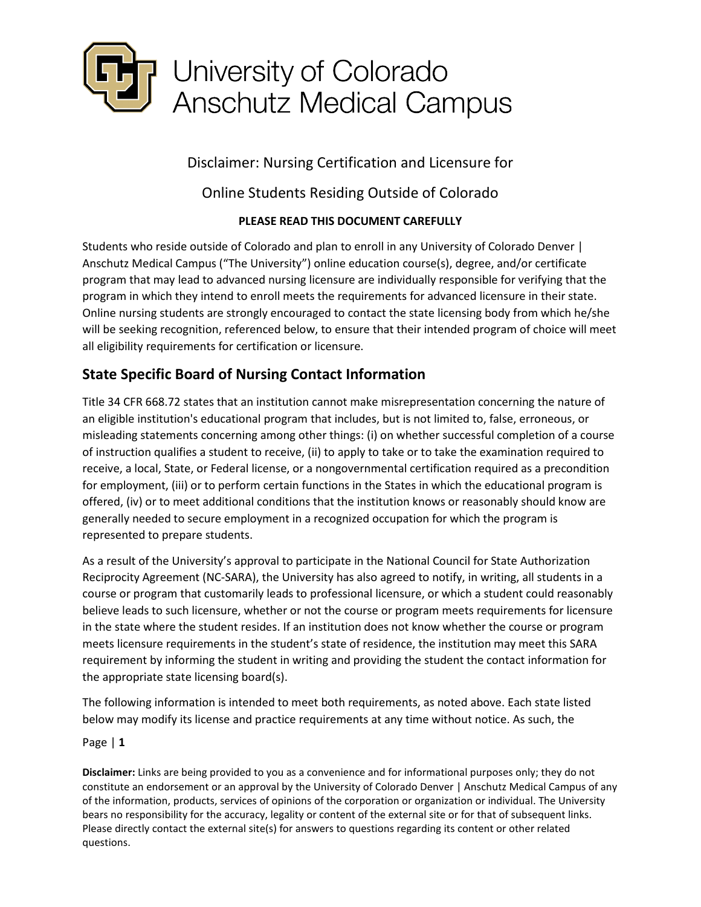# University of Colorado Anschutz Medical Campus

Disclaimer: Nursing Certification and Licensure for

Online Students Residing Outside of Colorado

**PLEASE READ THIS DOCUMENT CAREFULLY**

Students who reside outside of Colorado and plan to enroll in any University of Colorado Denver | Anschutz Medical Campus ("The University") online education course(s), degree, and/or certificate program that may lead to advanced nursing licensure are individually responsible for verifying that the program in which they intend to enroll meets the requirements for advanced licensure in their state. Online nursing students are strongly encouraged to contact the state licensing body from which he/she will be seeking recognition, referenced below, to ensure that their intended program of choice will meet all eligibility requirements for certification or licensure.

## State Specific Board of Nursing Contact Information

Title 34 CFR 668.72 states that an institution cannot make misrepresentation concerning the nature of an eligible institution's educational program that includes, but is not limited to, false, erroneous, or misleading statements concerning among other things: (i) on whether successful completion of a course of instruction qualifies a student to receive, (ii) to apply to take or to take the examination required to receive, a local, State, or Federal license, or a nongovernmental certification required as a precondition for employment, (iii) or to perform certain functions in the States in which the educational program is offered, (iv) or to meet additional conditions that the institution knows or reasonably should know are generally needed to secure employment in a recognized occupation for which the program is represented to prepare students.

As a result of the University's approval to participate in the National Council for State Authorization Reciprocity Agreement (NC-SARA), the University has also agreed to notify, in writing, all students in a course or program that customarily leads to professional licensure, or which a student could reasonably believe leads to such licensure, whether or not the course or program meets requirements for licensure in the state where the student resides. If an institution does not know whether the course or program meets licensure requirements in the student's state of residence, the institution may meet this SARA requirement by informing the student in writing and providing the student the contact information for the appropriate state licensing board(s).

The following information is intended to meet both requirements, as noted above. Each state listed below may modify its license and practice requirements at any time without notice. As such, the

**Disclaimer:** Links are being provided to you as a convenience and for informational purposes only; they do not constitute an endorsement or an approval by the University of Colorado Denver | Anschutz Medical Campus of any of the information, products, services of opinions of the corporation or organization or individual. The University bears no responsibility for the accuracy, legality or content of the external site or for that of subsequent links. Please directly contact the external site(s) for answers to questions regarding its content or other related questions.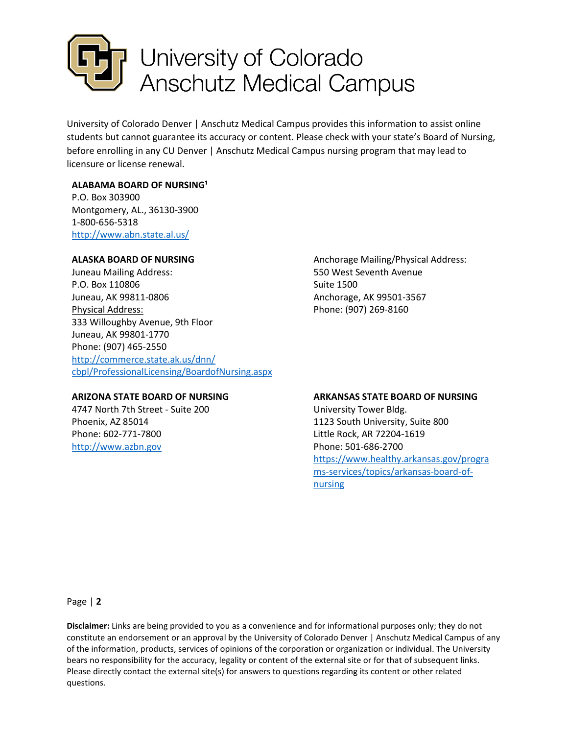# University of Colorado Anschutz Medical Campus

University of Colorado Denver | Anschutz Medical Campus provides this information to assist online students but cannot guarantee its accuracy or content. Please check with your state's Board of Nursing, before enrolling in any CU Denver | Anschutz Medical Campus nursing program that may lead to licensure or license renewal.

**ALABAMA BOARD OF NURSING[1]**
P.O. Box 303900
Montgomery, AL., 36130-3900
1-800-656-5318
http://www.abn.state.al.us/

**ALASKA BOARD OF NURSING**
Juneau Mailing Address:
P.O. Box 110806
Juneau, AK 99811-0806
Physical Address:
333 Willoughby Avenue, 9th Floor
Juneau, AK 99801-1770
Phone: (907) 465-2550
http://commerce.state.ak.us/dnn/cbpl/ProfessionalLicensing/BoardofNursing.aspx

Anchorage Mailing/Physical Address:
550 West Seventh Avenue
Suite 1500
Anchorage, AK 99501-3567
Phone: (907) 269-8160

**ARIZONA STATE BOARD OF NURSING**
4747 North 7th Street - Suite 200
Phoenix, AZ 85014
Phone: 602-771-7800
http://www.azbn.gov

**ARKANSAS STATE BOARD OF NURSING**
University Tower Bldg.
1123 South University, Suite 800
Little Rock, AR 72204-1619
Phone: 501-686-2700
https://www.healthy.arkansas.gov/programs-services/topics/arkansas-board-of-nursing

**Disclaimer:** Links are being provided to you as a convenience and for informational purposes only; they do not constitute an endorsement or an approval by the University of Colorado Denver | Anschutz Medical Campus of any of the information, products, services of opinions of the corporation or organization or individual. The University bears no responsibility for the accuracy, legality or content of the external site or for that of subsequent links. Please directly contact the external site(s) for answers to questions regarding its content or other related questions.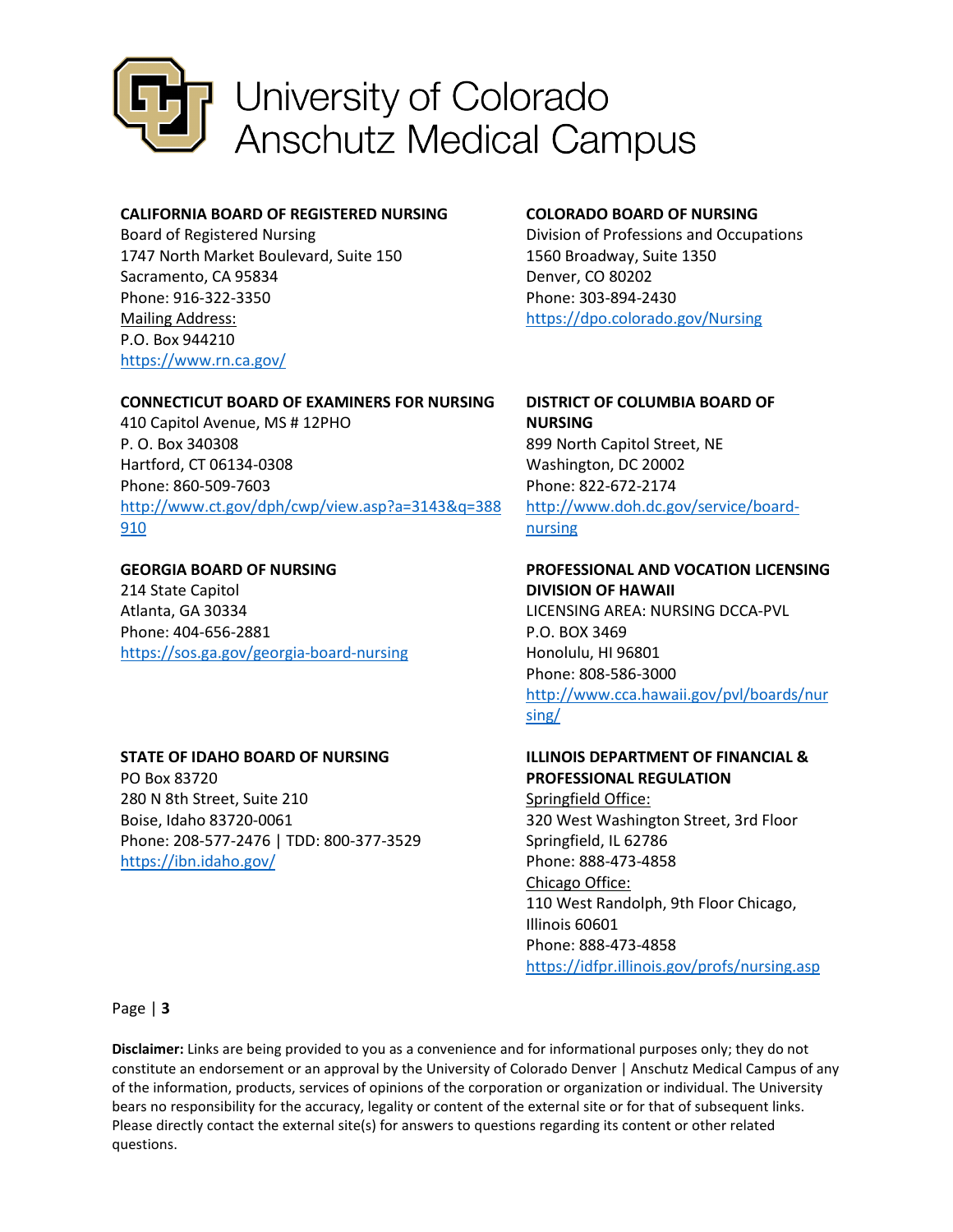**CALIFORNIA BOARD OF REGISTERED NURSING**
Board of Registered Nursing
1747 North Market Boulevard, Suite 150
Sacramento, CA 95834
Phone: 916-322-3350
Mailing Address:
P.O. Box 944210
https://www.rn.ca.gov/

**COLORADO BOARD OF NURSING**
Division of Professions and Occupations
1560 Broadway, Suite 1350
Denver, CO 80202
Phone: 303-894-2430
https://dpo.colorado.gov/Nursing

**CONNECTICUT BOARD OF EXAMINERS FOR NURSING**
410 Capitol Avenue, MS # 12PHO
P. O. Box 340308
Hartford, CT 06134-0308
Phone: 860-509-7603
http://www.ct.gov/dph/cwp/view.asp?a=3143&q=388910

**DISTRICT OF COLUMBIA BOARD OF NURSING**
899 North Capitol Street, NE
Washington, DC 20002
Phone: 822-672-2174
http://www.doh.dc.gov/service/board-nursing

**GEORGIA BOARD OF NURSING**
214 State Capitol
Atlanta, GA 30334
Phone: 404-656-2881
https://sos.ga.gov/georgia-board-nursing

**PROFESSIONAL AND VOCATION LICENSING DIVISION OF HAWAII**
LICENSING AREA: NURSING DCCA-PVL
P.O. BOX 3469
Honolulu, HI 96801
Phone: 808-586-3000
http://www.cca.hawaii.gov/pvl/boards/nursing/

**STATE OF IDAHO BOARD OF NURSING**
PO Box 83720
280 N 8th Street, Suite 210
Boise, Idaho 83720-0061
Phone: 208-577-2476 | TDD: 800-377-3529
https://ibn.idaho.gov/

**ILLINOIS DEPARTMENT OF FINANCIAL & PROFESSIONAL REGULATION**
Springfield Office:
320 West Washington Street, 3rd Floor
Springfield, IL 62786
Phone: 888-473-4858
Chicago Office:
110 West Randolph, 9th Floor Chicago, Illinois 60601
Phone: 888-473-4858
https://idfpr.illinois.gov/profs/nursing.asp

**Disclaimer:** Links are being provided to you as a convenience and for informational purposes only; they do not constitute an endorsement or an approval by the University of Colorado Denver | Anschutz Medical Campus of any of the information, products, services of opinions of the corporation or organization or individual. The University bears no responsibility for the accuracy, legality or content of the external site or for that of subsequent links. Please directly contact the external site(s) for answers to questions regarding its content or other related questions.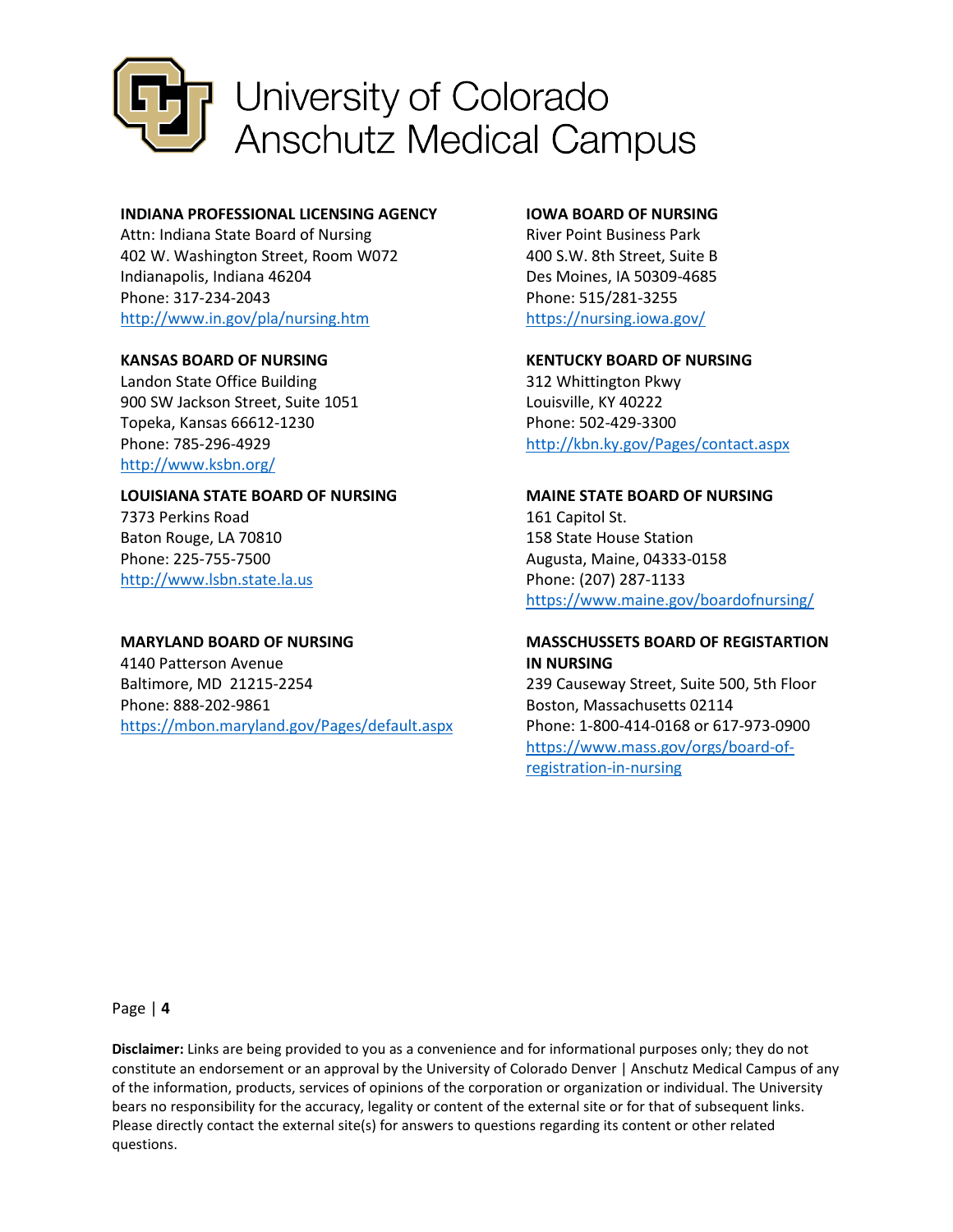**INDIANA PROFESSIONAL LICENSING AGENCY**
Attn: Indiana State Board of Nursing
402 W. Washington Street, Room W072
Indianapolis, Indiana 46204
Phone: 317-234-2043
http://www.in.gov/pla/nursing.htm

**IOWA BOARD OF NURSING**
River Point Business Park
400 S.W. 8th Street, Suite B
Des Moines, IA 50309-4685
Phone: 515/281-3255
https://nursing.iowa.gov/

**KANSAS BOARD OF NURSING**
Landon State Office Building
900 SW Jackson Street, Suite 1051
Topeka, Kansas 66612-1230
Phone: 785-296-4929
http://www.ksbn.org/

**KENTUCKY BOARD OF NURSING**
312 Whittington Pkwy
Louisville, KY 40222
Phone: 502-429-3300
http://kbn.ky.gov/Pages/contact.aspx

**LOUISIANA STATE BOARD OF NURSING**
7373 Perkins Road
Baton Rouge, LA 70810
Phone: 225-755-7500
http://www.lsbn.state.la.us

**MAINE STATE BOARD OF NURSING**
161 Capitol St.
158 State House Station
Augusta, Maine, 04333-0158
Phone: (207) 287-1133
https://www.maine.gov/boardofnursing/

**MARYLAND BOARD OF NURSING**
4140 Patterson Avenue
Baltimore, MD 21215-2254
Phone: 888-202-9861
https://mbon.maryland.gov/Pages/default.aspx

**MASSCHUSSETS BOARD OF REGISTARTION IN NURSING**
239 Causeway Street, Suite 500, 5th Floor
Boston, Massachusetts 02114
Phone: 1-800-414-0168 or 617-973-0900
https://www.mass.gov/orgs/board-of-registration-in-nursing

**Disclaimer:** Links are being provided to you as a convenience and for informational purposes only; they do not constitute an endorsement or an approval by the University of Colorado Denver | Anschutz Medical Campus of any of the information, products, services of opinions of the corporation or organization or individual. The University bears no responsibility for the accuracy, legality or content of the external site or for that of subsequent links. Please directly contact the external site(s) for answers to questions regarding its content or other related questions.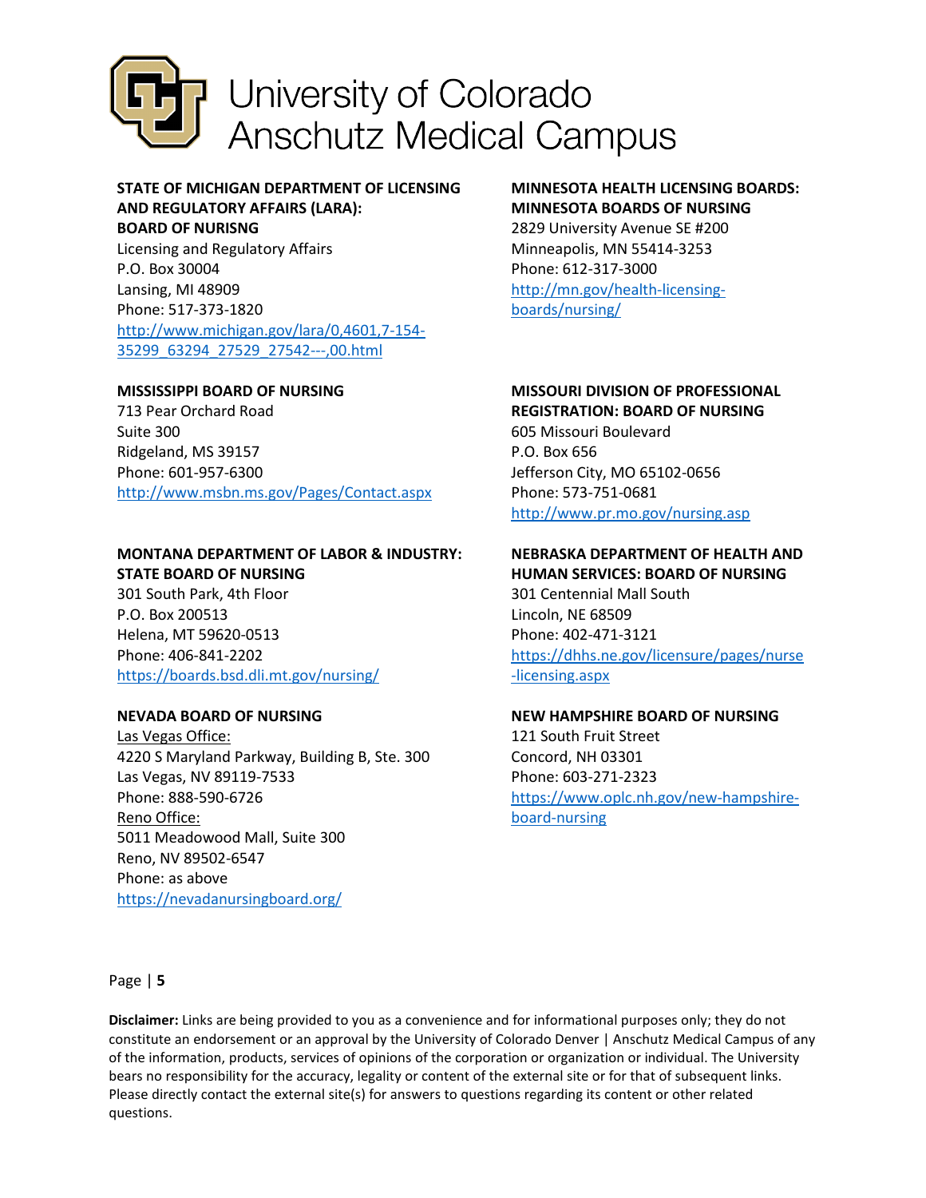**STATE OF MICHIGAN DEPARTMENT OF LICENSING AND REGULATORY AFFAIRS (LARA): BOARD OF NURISNG**
Licensing and Regulatory Affairs
P.O. Box 30004
Lansing, MI 48909
Phone: 517-373-1820
http://www.michigan.gov/lara/0,4601,7-154-35299_63294_27529_27542---,00.html

**MINNESOTA HEALTH LICENSING BOARDS: MINNESOTA BOARDS OF NURSING**
2829 University Avenue SE #200
Minneapolis, MN 55414-3253
Phone: 612-317-3000
http://mn.gov/health-licensing-boards/nursing/

**MISSISSIPPI BOARD OF NURSING**
713 Pear Orchard Road
Suite 300
Ridgeland, MS 39157
Phone: 601-957-6300
http://www.msbn.ms.gov/Pages/Contact.aspx

**MISSOURI DIVISION OF PROFESSIONAL REGISTRATION: BOARD OF NURSING**
605 Missouri Boulevard
P.O. Box 656
Jefferson City, MO 65102-0656
Phone: 573-751-0681
http://www.pr.mo.gov/nursing.asp

**MONTANA DEPARTMENT OF LABOR & INDUSTRY: STATE BOARD OF NURSING**
301 South Park, 4th Floor
P.O. Box 200513
Helena, MT 59620-0513
Phone: 406-841-2202
https://boards.bsd.dli.mt.gov/nursing/

**NEBRASKA DEPARTMENT OF HEALTH AND HUMAN SERVICES: BOARD OF NURSING**
301 Centennial Mall South
Lincoln, NE 68509
Phone: 402-471-3121
https://dhhs.ne.gov/licensure/pages/nurse-licensing.aspx

**NEVADA BOARD OF NURSING**
Las Vegas Office:
4220 S Maryland Parkway, Building B, Ste. 300
Las Vegas, NV 89119-7533
Phone: 888-590-6726
Reno Office:
5011 Meadowood Mall, Suite 300
Reno, NV 89502-6547
Phone: as above
https://nevadanursingboard.org/

**NEW HAMPSHIRE BOARD OF NURSING**
121 South Fruit Street
Concord, NH 03301
Phone: 603-271-2323
https://www.oplc.nh.gov/new-hampshire-board-nursing

**Disclaimer:** Links are being provided to you as a convenience and for informational purposes only; they do not constitute an endorsement or an approval by the University of Colorado Denver | Anschutz Medical Campus of any of the information, products, services of opinions of the corporation or organization or individual. The University bears no responsibility for the accuracy, legality or content of the external site or for that of subsequent links. Please directly contact the external site(s) for answers to questions regarding its content or other related questions.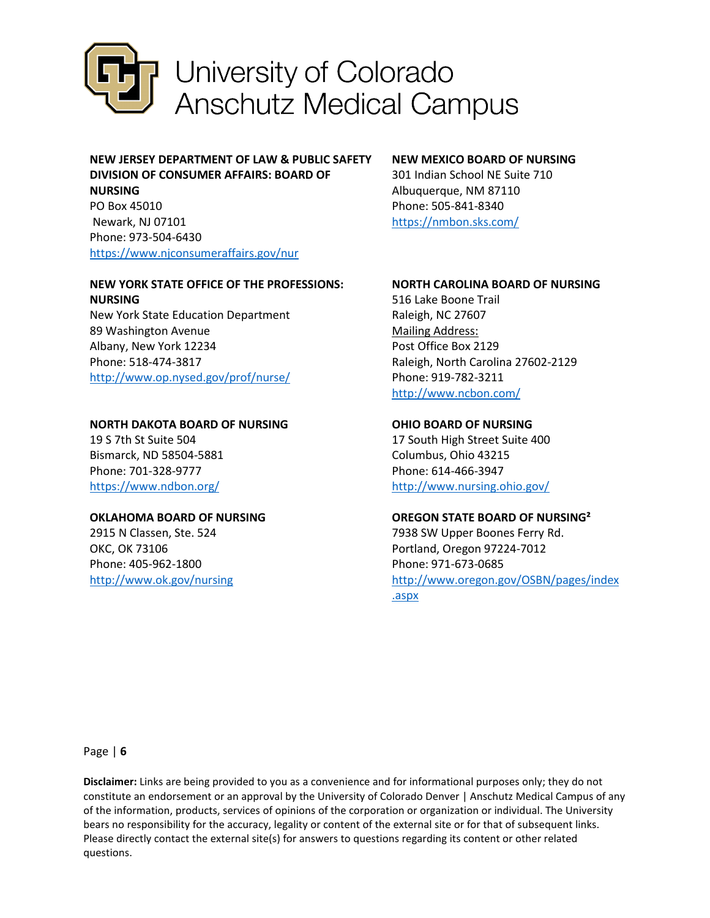**NEW JERSEY DEPARTMENT OF LAW & PUBLIC SAFETY DIVISION OF CONSUMER AFFAIRS: BOARD OF NURSING**
PO Box 45010
Newark, NJ 07101
Phone: 973-504-6430
https://www.njconsumeraffairs.gov/nur

**NEW MEXICO BOARD OF NURSING**
301 Indian School NE Suite 710
Albuquerque, NM 87110
Phone: 505-841-8340
https://nmbon.sks.com/

**NEW YORK STATE OFFICE OF THE PROFESSIONS: NURSING**
New York State Education Department
89 Washington Avenue
Albany, New York 12234
Phone: 518-474-3817
http://www.op.nysed.gov/prof/nurse/

**NORTH CAROLINA BOARD OF NURSING**
516 Lake Boone Trail
Raleigh, NC 27607
Mailing Address:
Post Office Box 2129
Raleigh, North Carolina 27602-2129
Phone: 919-782-3211
http://www.ncbon.com/

**NORTH DAKOTA BOARD OF NURSING**
19 S 7th St Suite 504
Bismarck, ND 58504-5881
Phone: 701-328-9777
https://www.ndbon.org/

**OHIO BOARD OF NURSING**
17 South High Street Suite 400
Columbus, Ohio 43215
Phone: 614-466-3947
http://www.nursing.ohio.gov/

**OKLAHOMA BOARD OF NURSING**
2915 N Classen, Ste. 524
OKC, OK 73106
Phone: 405-962-1800
http://www.ok.gov/nursing

**OREGON STATE BOARD OF NURSING[2]**
7938 SW Upper Boones Ferry Rd.
Portland, Oregon 97224-7012
Phone: 971-673-0685
http://www.oregon.gov/OSBN/pages/index.aspx

**Disclaimer:** Links are being provided to you as a convenience and for informational purposes only; they do not constitute an endorsement or an approval by the University of Colorado Denver | Anschutz Medical Campus of any of the information, products, services of opinions of the corporation or organization or individual. The University bears no responsibility for the accuracy, legality or content of the external site or for that of subsequent links. Please directly contact the external site(s) for answers to questions regarding its content or other related questions.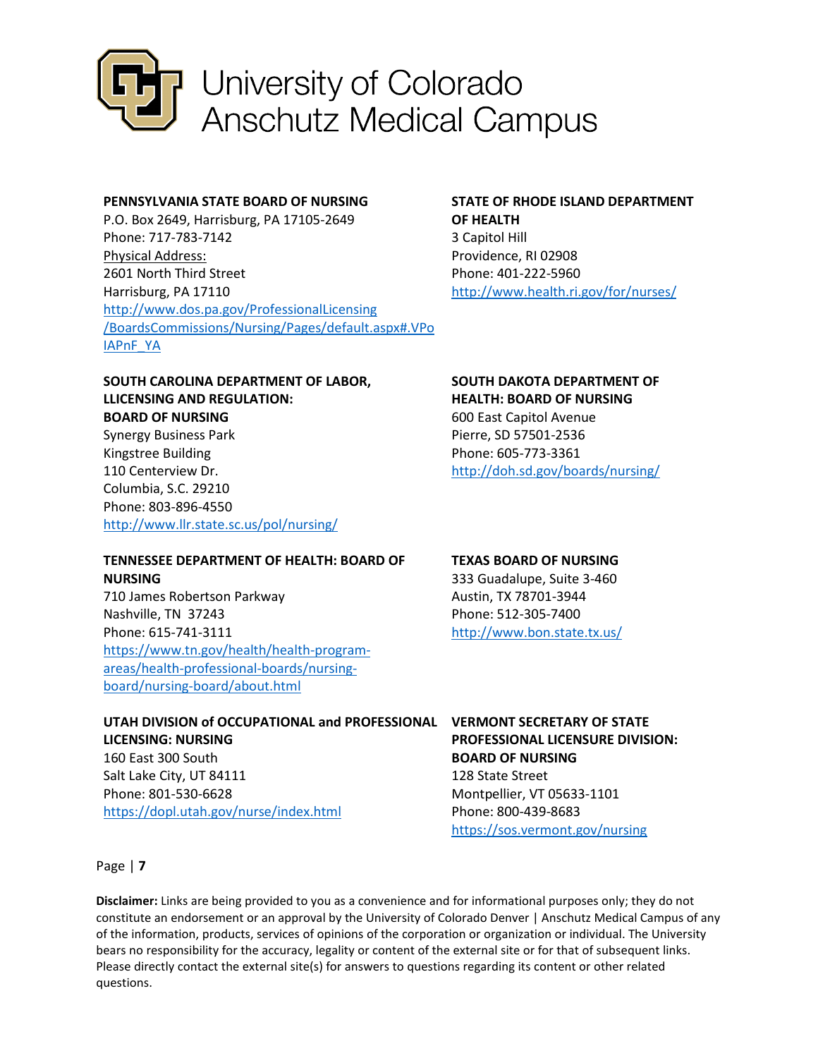**PENNSYLVANIA STATE BOARD OF NURSING**
P.O. Box 2649, Harrisburg, PA 17105-2649
Phone: 717-783-7142
Physical Address:
2601 North Third Street
Harrisburg, PA 17110
http://www.dos.pa.gov/ProfessionalLicensing/BoardsCommissions/Nursing/Pages/default.aspx#.VPoIAPnF_YA

**STATE OF RHODE ISLAND DEPARTMENT OF HEALTH**
3 Capitol Hill
Providence, RI 02908
Phone: 401-222-5960
http://www.health.ri.gov/for/nurses/

**SOUTH CAROLINA DEPARTMENT OF LABOR, LLICENSING AND REGULATION: BOARD OF NURSING**
Synergy Business Park
Kingstree Building
110 Centerview Dr.
Columbia, S.C. 29210
Phone: 803-896-4550
http://www.llr.state.sc.us/pol/nursing/

**SOUTH DAKOTA DEPARTMENT OF HEALTH: BOARD OF NURSING**
600 East Capitol Avenue
Pierre, SD 57501-2536
Phone: 605-773-3361
http://doh.sd.gov/boards/nursing/

**TENNESSEE DEPARTMENT OF HEALTH: BOARD OF NURSING**
710 James Robertson Parkway
Nashville, TN 37243
Phone: 615-741-3111
https://www.tn.gov/health/health-program-areas/health-professional-boards/nursing-board/nursing-board/about.html

**TEXAS BOARD OF NURSING**
333 Guadalupe, Suite 3-460
Austin, TX 78701-3944
Phone: 512-305-7400
http://www.bon.state.tx.us/

**UTAH DIVISION of OCCUPATIONAL and PROFESSIONAL LICENSING: NURSING**
160 East 300 South
Salt Lake City, UT 84111
Phone: 801-530-6628
https://dopl.utah.gov/nurse/index.html

**VERMONT SECRETARY OF STATE PROFESSIONAL LICENSURE DIVISION: BOARD OF NURSING**
128 State Street
Montpellier, VT 05633-1101
Phone: 800-439-8683
https://sos.vermont.gov/nursing

**Disclaimer:** Links are being provided to you as a convenience and for informational purposes only; they do not constitute an endorsement or an approval by the University of Colorado Denver | Anschutz Medical Campus of any of the information, products, services of opinions of the corporation or organization or individual. The University bears no responsibility for the accuracy, legality or content of the external site or for that of subsequent links. Please directly contact the external site(s) for answers to questions regarding its content or other related questions.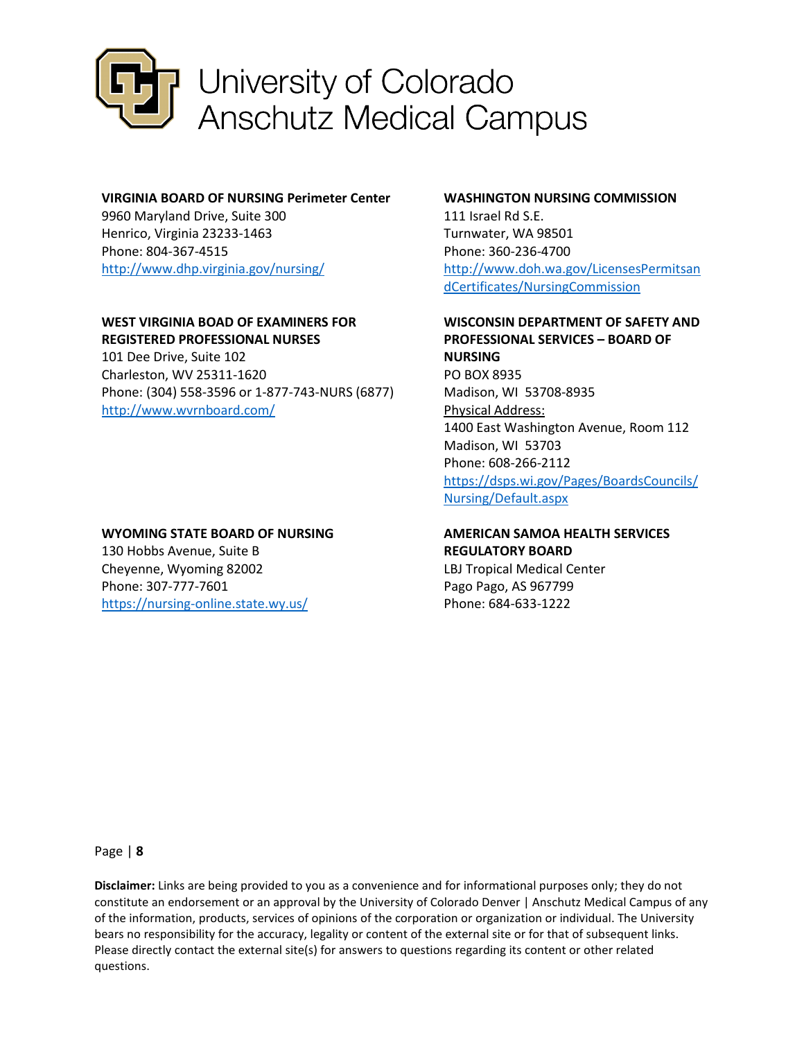**VIRGINIA BOARD OF NURSING Perimeter Center**
9960 Maryland Drive, Suite 300
Henrico, Virginia 23233-1463
Phone: 804-367-4515
http://www.dhp.virginia.gov/nursing/

**WASHINGTON NURSING COMMISSION**
111 Israel Rd S.E.
Turnwater, WA 98501
Phone: 360-236-4700
http://www.doh.wa.gov/LicensesPermitsandCertificates/NursingCommission

**WEST VIRGINIA BOAD OF EXAMINERS FOR REGISTERED PROFESSIONAL NURSES**
101 Dee Drive, Suite 102
Charleston, WV 25311-1620
Phone: (304) 558-3596 or 1-877-743-NURS (6877)
http://www.wvrnboard.com/

**WISCONSIN DEPARTMENT OF SAFETY AND PROFESSIONAL SERVICES – BOARD OF NURSING**
PO BOX 8935
Madison, WI 53708-8935
Physical Address:
1400 East Washington Avenue, Room 112
Madison, WI 53703
Phone: 608-266-2112
https://dsps.wi.gov/Pages/BoardsCouncils/Nursing/Default.aspx

**WYOMING STATE BOARD OF NURSING**
130 Hobbs Avenue, Suite B
Cheyenne, Wyoming 82002
Phone: 307-777-7601
https://nursing-online.state.wy.us/

**AMERICAN SAMOA HEALTH SERVICES REGULATORY BOARD**
LBJ Tropical Medical Center
Pago Pago, AS 967799
Phone: 684-633-1222

**Disclaimer:** Links are being provided to you as a convenience and for informational purposes only; they do not constitute an endorsement or an approval by the University of Colorado Denver | Anschutz Medical Campus of any of the information, products, services of opinions of the corporation or organization or individual. The University bears no responsibility for the accuracy, legality or content of the external site or for that of subsequent links. Please directly contact the external site(s) for answers to questions regarding its content or other related questions.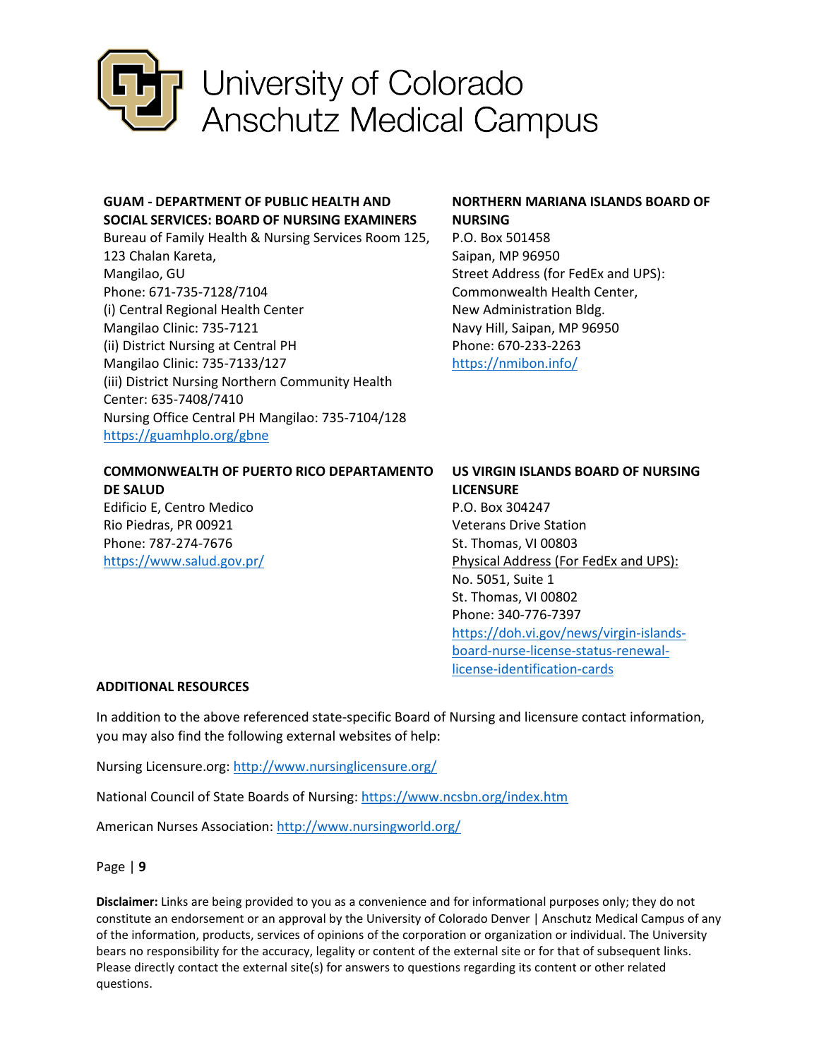**GUAM - DEPARTMENT OF PUBLIC HEALTH AND SOCIAL SERVICES: BOARD OF NURSING EXAMINERS**
Bureau of Family Health & Nursing Services Room 125,
123 Chalan Kareta,
Mangilao, GU
Phone: 671-735-7128/7104
(i) Central Regional Health Center
Mangilao Clinic: 735-7121
(ii) District Nursing at Central PH
Mangilao Clinic: 735-7133/127
(iii) District Nursing Northern Community Health
Center: 635-7408/7410
Nursing Office Central PH Mangilao: 735-7104/128
https://guamhplo.org/gbne

**NORTHERN MARIANA ISLANDS BOARD OF NURSING**
P.O. Box 501458
Saipan, MP 96950
Street Address (for FedEx and UPS):
Commonwealth Health Center,
New Administration Bldg.
Navy Hill, Saipan, MP 96950
Phone: 670-233-2263
https://nmibon.info/

**COMMONWEALTH OF PUERTO RICO DEPARTAMENTO DE SALUD**
Edificio E, Centro Medico
Rio Piedras, PR 00921
Phone: 787-274-7676
https://www.salud.gov.pr/

**US VIRGIN ISLANDS BOARD OF NURSING LICENSURE**
P.O. Box 304247
Veterans Drive Station
St. Thomas, VI 00803
Physical Address (For FedEx and UPS):
No. 5051, Suite 1
St. Thomas, VI 00802
Phone: 340-776-7397
https://doh.vi.gov/news/virgin-islands-board-nurse-license-status-renewal-license-identification-cards

**ADDITIONAL RESOURCES**

In addition to the above referenced state-specific Board of Nursing and licensure contact information, you may also find the following external websites of help:

Nursing Licensure.org: http://www.nursinglicensure.org/

National Council of State Boards of Nursing: https://www.ncsbn.org/index.htm

American Nurses Association: http://www.nursingworld.org/

**Disclaimer:** Links are being provided to you as a convenience and for informational purposes only; they do not constitute an endorsement or an approval by the University of Colorado Denver | Anschutz Medical Campus of any of the information, products, services of opinions of the corporation or organization or individual. The University bears no responsibility for the accuracy, legality or content of the external site or for that of subsequent links. Please directly contact the external site(s) for answers to questions regarding its content or other related questions.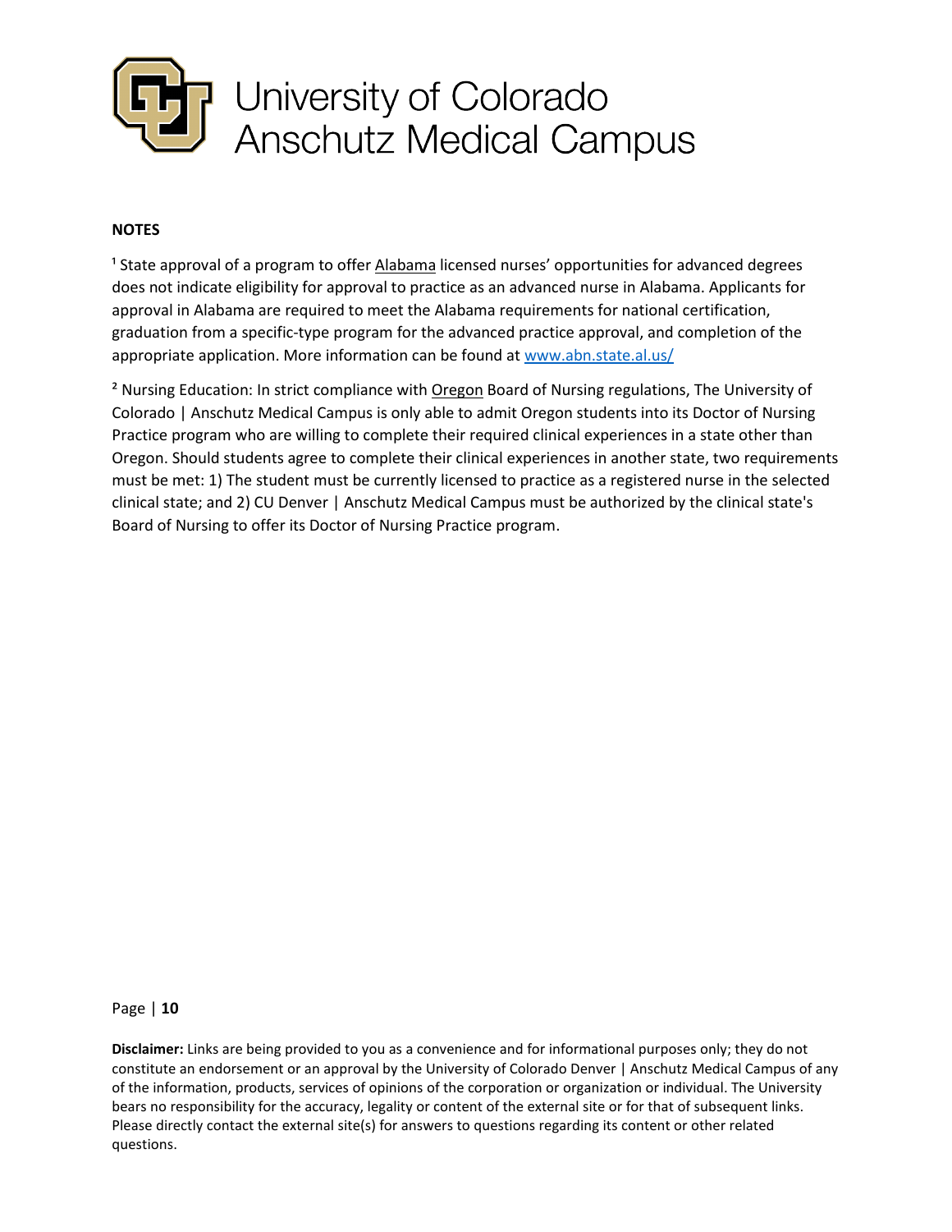**NOTES**

[1] State approval of a program to offer Alabama licensed nurses' opportunities for advanced degrees does not indicate eligibility for approval to practice as an advanced nurse in Alabama. Applicants for approval in Alabama are required to meet the Alabama requirements for national certification, graduation from a specific-type program for the advanced practice approval, and completion of the appropriate application. More information can be found at [www.abn.state.al.us/](www.abn.state.al.us/)

[2] Nursing Education: In strict compliance with Oregon Board of Nursing regulations, The University of Colorado | Anschutz Medical Campus is only able to admit Oregon students into its Doctor of Nursing Practice program who are willing to complete their required clinical experiences in a state other than Oregon. Should students agree to complete their clinical experiences in another state, two requirements must be met: 1) The student must be currently licensed to practice as a registered nurse in the selected clinical state; and 2) CU Denver | Anschutz Medical Campus must be authorized by the clinical state's Board of Nursing to offer its Doctor of Nursing Practice program.

**Disclaimer:** Links are being provided to you as a convenience and for informational purposes only; they do not constitute an endorsement or an approval by the University of Colorado Denver | Anschutz Medical Campus of any of the information, products, services of opinions of the corporation or organization or individual. The University bears no responsibility for the accuracy, legality or content of the external site or for that of subsequent links. Please directly contact the external site(s) for answers to questions regarding its content or other related questions.